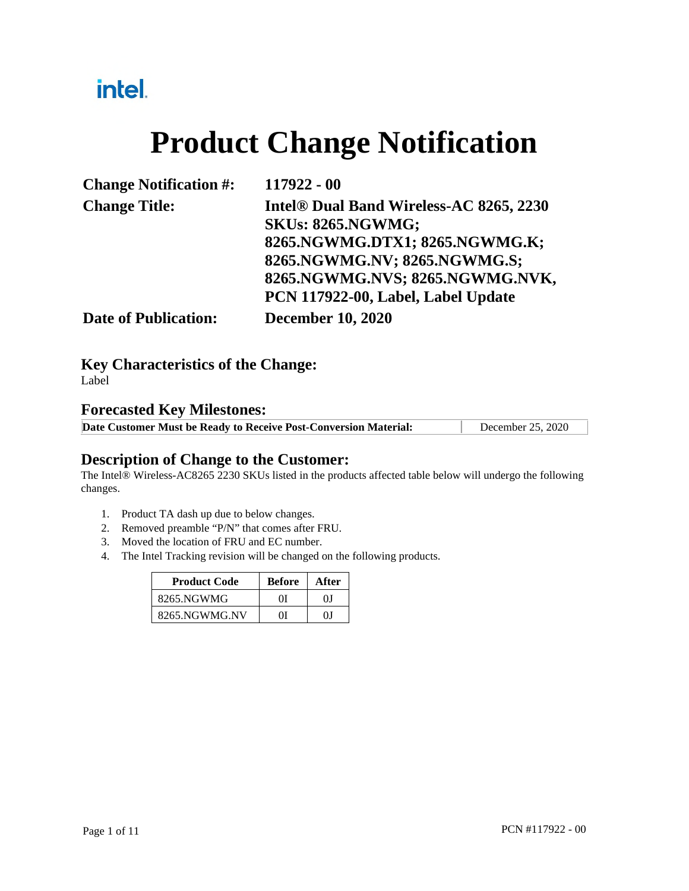intel.

# Product Change Notification

| | |
|---|---|
| **Change Notification #:** | **117922 - 00** |
| **Change Title:** | **Intel® Dual Band Wireless-AC 8265, 2230 SKUs: 8265.NGWMG; 8265.NGWMG.DTX1; 8265.NGWMG.K; 8265.NGWMG.NV; 8265.NGWMG.S; 8265.NGWMG.NVS; 8265.NGWMG.NVK, PCN 117922-00, Label, Label Update** |
| **Date of Publication:** | **December 10, 2020** |

## Key Characteristics of the Change:

Label

## Forecasted Key Milestones:

| | |
|---|---|
| **Date Customer Must be Ready to Receive Post-Conversion Material:** | December 25, 2020 |

## Description of Change to the Customer:

The Intel® Wireless-AC8265 2230 SKUs listed in the products affected table below will undergo the following changes.

1. Product TA dash up due to below changes.
2. Removed preamble "P/N" that comes after FRU.
3. Moved the location of FRU and EC number.
4. The Intel Tracking revision will be changed on the following products.

| Product Code | Before | After |
|---|---|---|
| 8265.NGWMG | 0I | 0J |
| 8265.NGWMG.NV | 0I | 0J |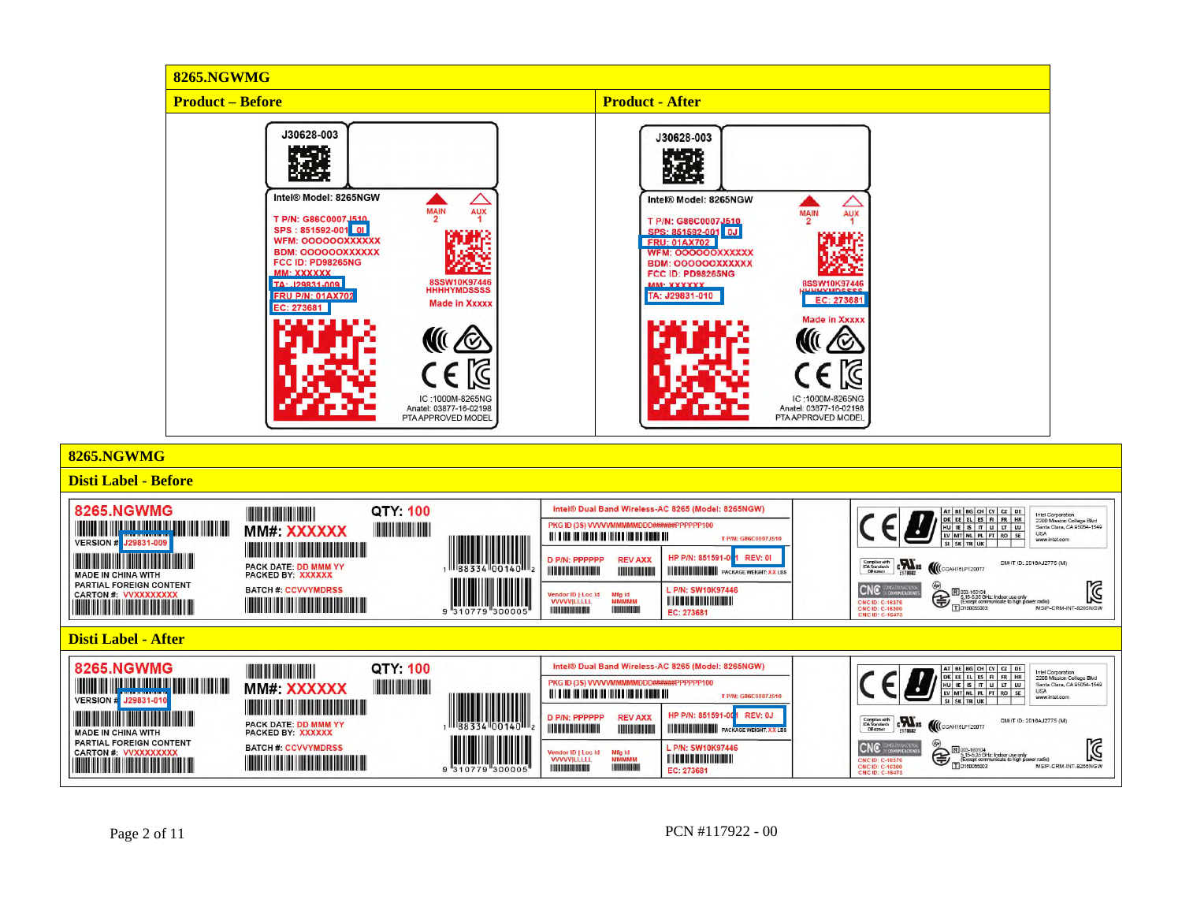| 8265.NGWMG | |
|---|---|
| **Product – Before** | **Product - After** |
| J30628-003<br>Intel® Model: 8265NGW<br>T P/N: G86C0007J510<br>SPS : 851592-001 0I<br>WFM: OOOOOOXXXXXX<br>BDM: OOOOOOXXXXXX<br>FCC ID: PD98265NG<br>MM: XXXXXX<br>TA: J29831-009<br>FRU P/N: 01AX702<br>EC: 273681<br>MAIN 2 AUX 1<br>8SSW10K97446<br>HHHHYMDSSSS<br>Made in Xxxxx<br>IC :1000M-8265NG<br>Anatel: 03877-16-02198<br>PTA APPROVED MODEL | J30628-003<br>Intel® Model: 8265NGW<br>T P/N: G86C0007J510<br>SPS: 851592-001 0J<br>FRU: 01AX702<br>WFM: OOOOOOXXXXXX<br>BDM: OOOOOOXXXXXX<br>FCC ID: PD98265NG<br>MM: XXXXXX<br>TA: J29831-010<br>MAIN 2 AUX 1<br>8SSW10K97446<br>HHHHYMDSSSS<br>EC: 273681<br>Made in Xxxxx<br>IC :1000M-8265NG<br>Anatel: 03877-16-02198<br>PTA APPROVED MODEL |

| 8265.NGWMG |
|---|
| **Disti Label - Before** |
| 8265.NGWMG — VERSION # J29831-009 — MADE IN CHINA WITH PARTIAL FOREIGN CONTENT — CARTON #: VVXXXXXXXX<br>MM#: XXXXXX — QTY: 100 — PACK DATE: DD MMM YY — PACKED BY: XXXXXX — BATCH #: CCVVYMDRSS<br>1 88334 00140 2 — 9 310779 300005<br>Intel® Dual Band Wireless-AC 8265 (Model: 8265NGW) — PKG ID (3S) VVVVMMMMMDDD#####PPPPPP100 — T P/N: G86C0007J510<br>D P/N: PPPPPP — REV AXX — HP P/N: 851591-001 REV: 0I — PACKAGE WEIGHT: XX LBS<br>Vendor ID \| Loc Id VVVVV\|LLLLL — Mfg Id MMMMM — L P/N: SW10K97446 — EC: 273681<br>Intel Corporation 2200 Mission College Blvd Santa Clara, CA 95054-1549 USA www.intel.com — CMIIT ID: 2016AJ2775 (M) — CCAH16LP1200T7 — E178682 — CNC ID: C-16376 CNC ID: C-16300 CNC ID: C-16473 — R 003-160104 5.15-5.35 GHz: Indoor use only (Except communicate to high power radio) — T D160056003 — MSIP-CRM-INT-8265NGW |
| **Disti Label - After** |
| 8265.NGWMG — VERSION # J29831-010 — MADE IN CHINA WITH PARTIAL FOREIGN CONTENT — CARTON #: VVXXXXXXXX<br>MM#: XXXXXX — QTY: 100 — PACK DATE: DD MMM YY — PACKED BY: XXXXXX — BATCH #: CCVVYMDRSS<br>1 88334 00140 2 — 9 310779 300005<br>Intel® Dual Band Wireless-AC 8265 (Model: 8265NGW) — PKG ID (3S) VVVVMMMMMDDD#####PPPPPP100 — T P/N: G86C0007J510<br>D P/N: PPPPPP — REV AXX — HP P/N: 851591-001 REV: 0J — PACKAGE WEIGHT: XX LBS<br>Vendor ID \| Loc Id VVVVV\|LLLLL — Mfg Id MMMMM — L P/N: SW10K97446 — EC: 273681<br>Intel Corporation 2200 Mission College Blvd Santa Clara, CA 95054-1549 USA www.intel.com — CMIIT ID: 2016AJ2775 (M) — CCAH16LP1200T7 — E178682 — CNC ID: C-16376 CNC ID: C-16300 CNC ID: C-16473 — R 003-160104 5.15-5.35 GHz: Indoor use only (Except communicate to high power radio) — T D160056003 — MSIP-CRM-INT-8265NGW |

PCN #117922 - 00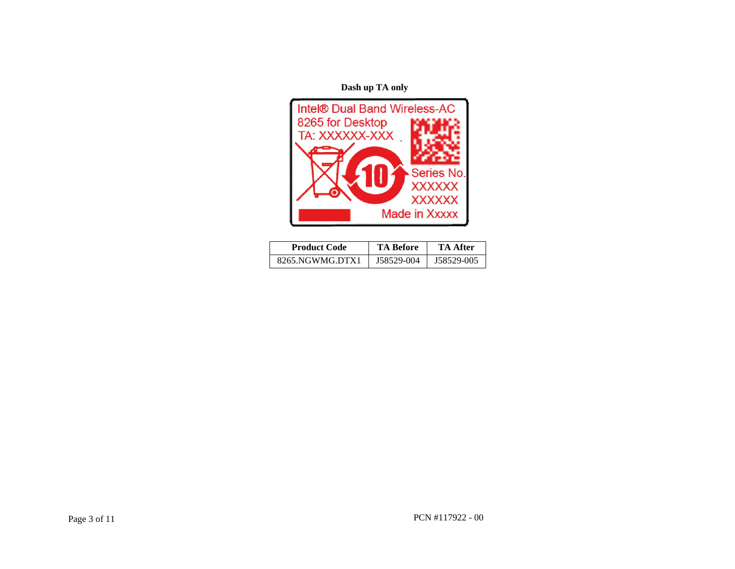**Dash up TA only**

Intel® Dual Band Wireless-AC
8265 for Desktop
TA: XXXXXX-XXX

Series No.
XXXXXX
XXXXXX
Made in Xxxxx

| Product Code | TA Before | TA After |
|---|---|---|
| 8265.NGWMG.DTX1 | J58529-004 | J58529-005 |

PCN #117922 - 00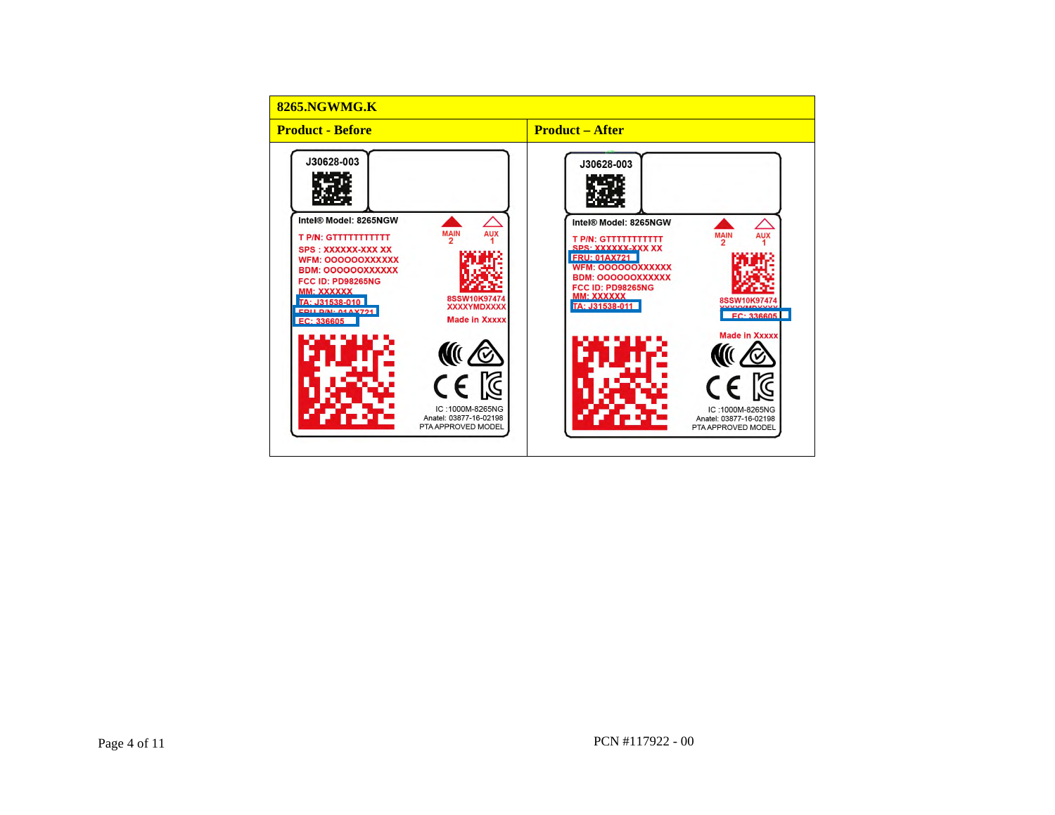| 8265.NGWMG.K | |
|---|---|
| **Product - Before** | **Product – After** |
| J30628-003<br>Intel® Model: 8265NGW<br>T P/N: GTTTTTTTTTTT<br>SPS : XXXXXX-XXX XX<br>WFM: OOOOOOXXXXXX<br>BDM: OOOOOOXXXXXX<br>FCC ID: PD98265NG<br>MM: XXXXXX<br>TA: J31538-010<br>FRU P/N: 01AX721<br>EC: 336605<br>MAIN 2 AUX 1<br>8SSW10K97474<br>XXXXYMDXXXX<br>Made in Xxxxx<br>IC :1000M-8265NG<br>Anatel: 03877-16-02198<br>PTA APPROVED MODEL | J30628-003<br>Intel® Model: 8265NGW<br>T P/N: GTTTTTTTTTTT<br>SPS: XXXXXX-XXX XX<br>FRU: 01AX721<br>WFM: OOOOOOXXXXXX<br>BDM: OOOOOOXXXXXX<br>FCC ID: PD98265NG<br>MM: XXXXXX<br>TA: J31538-011<br>MAIN 2 AUX 1<br>8SSW10K97474<br>XXXXYMDXXXX<br>EC: 336605<br>Made in Xxxxx<br>IC :1000M-8265NG<br>Anatel: 03877-16-02198<br>PTA APPROVED MODEL |

PCN #117922 - 00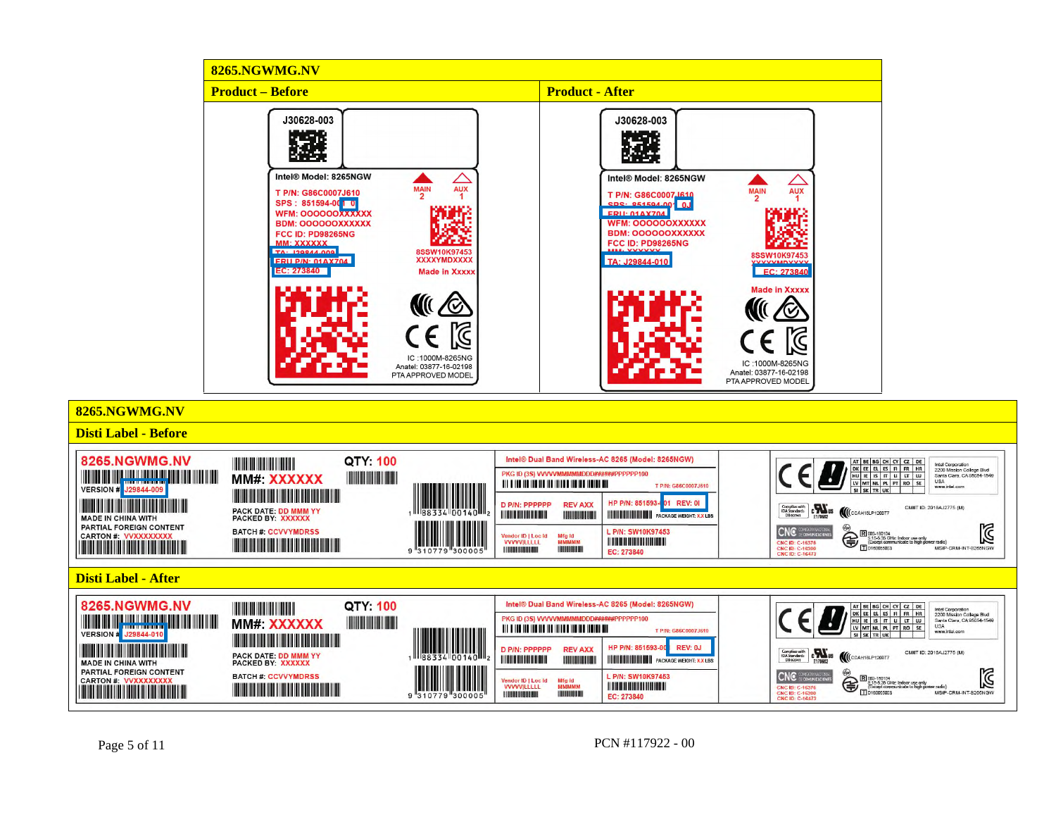| 8265.NGWMG.NV | |
|---|---|
| **Product – Before** | **Product - After** |
| J30628-003<br>Intel® Model: 8265NGW<br>T P/N: G86C0007J610<br>SPS : 851594-001<br>WFM: OOOOOOXXXXXX<br>BDM: OOOOOOXXXXXX<br>FCC ID: PD98265NG<br>MM: XXXXXX<br>TA: J29844-009<br>FRU P/N: 01AX704<br>EC: 273840<br>MAIN 2 AUX 1<br>8SSW10K97453<br>XXXXYMDXXXX<br>Made in Xxxxx<br>IC :1000M-8265NG<br>Anatel: 03877-16-02198<br>PTA APPROVED MODEL | J30628-003<br>Intel® Model: 8265NGW<br>T P/N: G86C0007J610<br>SPS: 851594-001 0J<br>FRU: 01AX704<br>WFM: OOOOOOXXXXXX<br>BDM: OOOOOOXXXXXX<br>FCC ID: PD98265NG<br>MM: XXXXXX<br>TA: J29844-010<br>MAIN 2 AUX 1<br>8SSW10K97453<br>XXXXYMDXXXX<br>EC: 273840<br>Made in Xxxxx<br>IC :1000M-8265NG<br>Anatel: 03877-16-02198<br>PTA APPROVED MODEL |

| 8265.NGWMG.NV |
|---|
| **Disti Label - Before** |
| 8265.NGWMG.NV; QTY: 100; VERSION #: J29844-009; MM#: XXXXXX; MADE IN CHINA WITH PARTIAL FOREIGN CONTENT; CARTON #: VVXXXXXXXXX; PACK DATE: DD MMM YY; PACKED BY: XXXXXX; BATCH #: CCVVYMDRSS; Intel® Dual Band Wireless-AC 8265 (Model: 8265NGW); PKG ID (3S) VVVVVMMMMMDDD#####PPPPPP100; T P/N: G86C0007J610; D P/N: PPPPPP; REV AXX; HP P/N: 851593-001; REV: 0I; PACKAGE WEIGHT: XX LBS; Vendor ID \| Loc Id VVVVVLLLLL; Mfg Id MMMMM; L P/N: SW10K97453; EC: 273840; CMIIT ID: 2016AJ2775 (M); MSIP-CRM-INT-8265NGW |
| **Disti Label - After** |
| 8265.NGWMG.NV; QTY: 100; VERSION #: J29844-010; MM#: XXXXXX; MADE IN CHINA WITH PARTIAL FOREIGN CONTENT; CARTON #: VVXXXXXXXXX; PACK DATE: DD MMM YY; PACKED BY: XXXXXX; BATCH #: CCVVYMDRSS; Intel® Dual Band Wireless-AC 8265 (Model: 8265NGW); PKG ID (3S) VVVVVMMMMMDDD#####PPPPPP100; T P/N: G86C0007J610; D P/N: PPPPPP; REV AXX; HP P/N: 851593-001; REV: 0J; PACKAGE WEIGHT: XX LBS; Vendor ID \| Loc Id VVVVVLLLLL; Mfg Id MMMMM; L P/N: SW10K97453; EC: 273840; CMIIT ID: 2016AJ2775 (M); MSIP-CRM-INT-8265NGW |

PCN #117922 - 00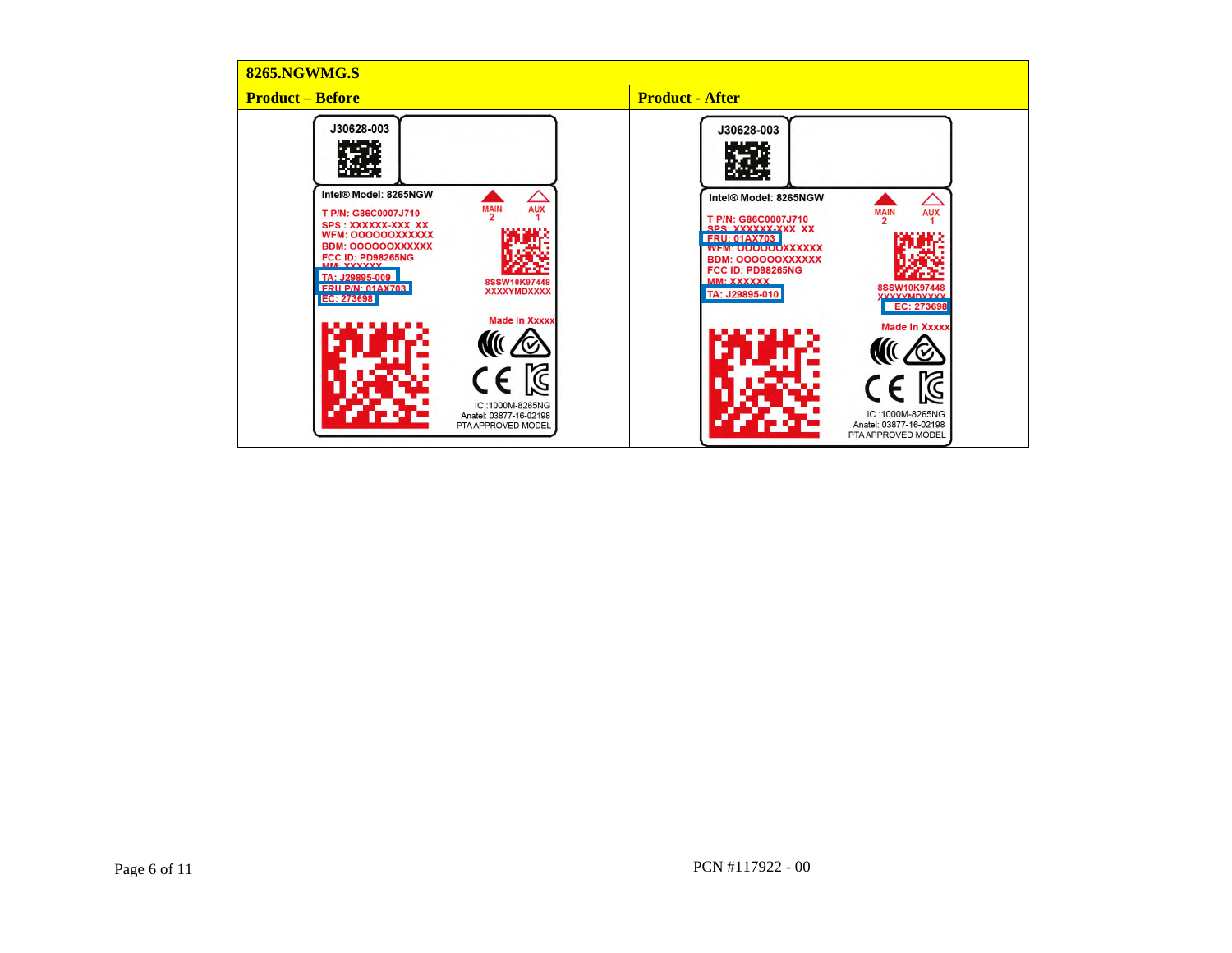| 8265.NGWMG.S | |
|---|---|
| **Product – Before** | **Product - After** |
| J30628-003<br>Intel® Model: 8265NGW<br>T P/N: G86C0007J710<br>SPS : XXXXXX-XXX XX<br>WFM: OOOOOOXXXXXX<br>BDM: OOOOOOXXXXXX<br>FCC ID: PD98265NG<br>MM: XXXXXX<br>TA: J29895-009<br>FRU P/N: 01AX703<br>EC: 273698<br>MAIN 2 AUX 1<br>8SSW10K97448<br>XXXXYMDXXXX<br>Made in Xxxxx<br>IC :1000M-8265NG<br>Anatel: 03877-16-02198<br>PTA APPROVED MODEL | J30628-003<br>Intel® Model: 8265NGW<br>T P/N: G86C0007J710<br>SPS: XXXXXX-XXX XX<br>FRU: 01AX703<br>WFM: OOOOOOXXXXXX<br>BDM: OOOOOOXXXXXX<br>FCC ID: PD98265NG<br>MM: XXXXXX<br>TA: J29895-010<br>MAIN 2 AUX 1<br>8SSW10K97448<br>XXXXYMDXXXX<br>EC: 273698<br>Made in Xxxxx<br>IC :1000M-8265NG<br>Anatel: 03877-16-02198<br>PTA APPROVED MODEL |

PCN #117922 - 00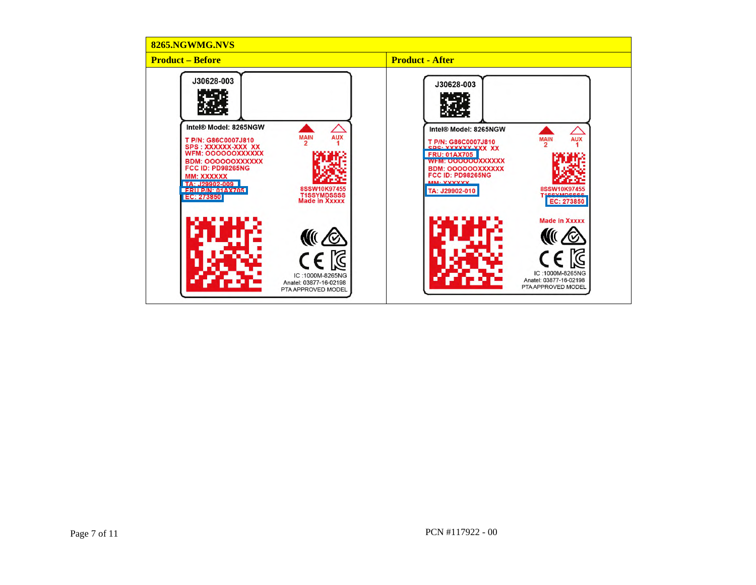| 8265.NGWMG.NVS | |
|---|---|
| **Product – Before** | **Product - After** |
| J30628-003<br>Intel® Model: 8265NGW<br>T P/N: G86C0007J810<br>SPS : XXXXXX-XXX XX<br>WFM: OOOOOOXXXXXX<br>BDM: OOOOOOXXXXXX<br>FCC ID: PD98265NG<br>MM: XXXXXX<br>TA: J29902-009<br>FRU P/N: 01AX705<br>EC: 273850<br>MAIN 2 AUX 1<br>8SSW10K97455<br>T1SSYMDSSSS<br>Made in Xxxxx<br>IC :1000M-8265NG<br>Anatel: 03877-16-02198<br>PTA APPROVED MODEL | J30628-003<br>Intel® Model: 8265NGW<br>T P/N: G86C0007J810<br>SPS: XXXXXX-XXX XX<br>FRU: 01AX705<br>WFM: OOOOOOXXXXXX<br>BDM: OOOOOOXXXXXX<br>FCC ID: PD98265NG<br>MM: XXXXXX<br>TA: J29902-010<br>MAIN 2 AUX 1<br>8SSW10K97455<br>T1SSYMDSSSS<br>EC: 273850<br>Made in Xxxxx<br>IC :1000M-8265NG<br>Anatel: 03877-16-02198<br>PTA APPROVED MODEL |

PCN #117922 - 00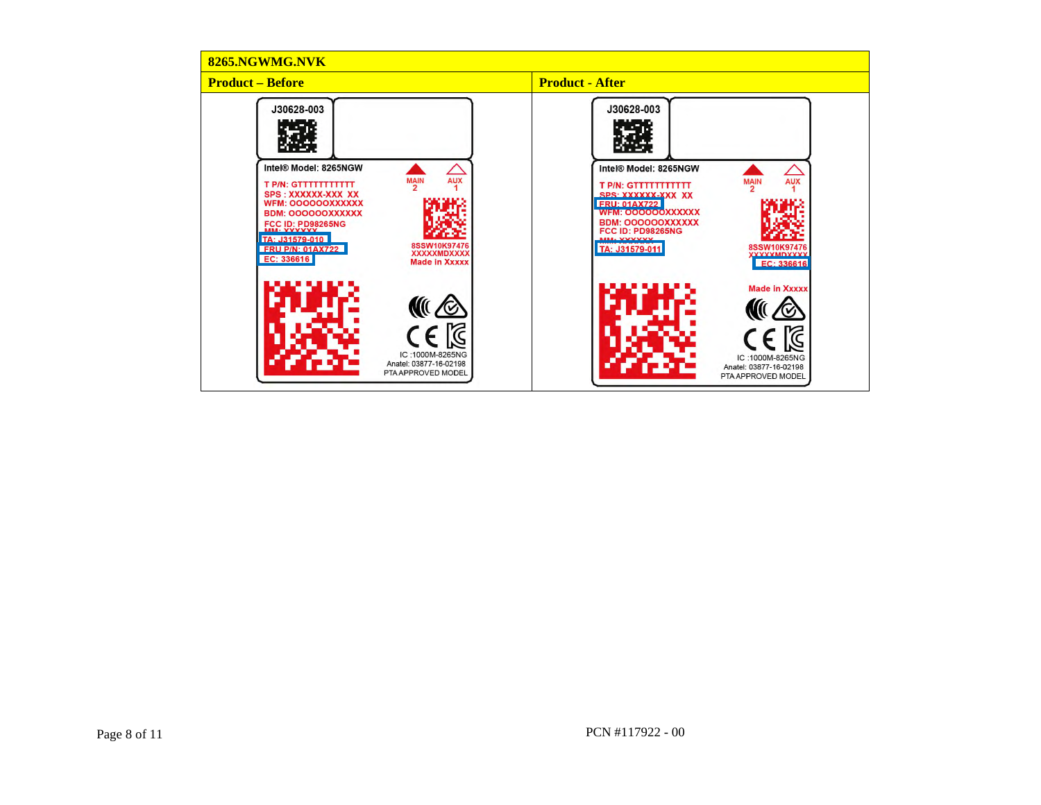| 8265.NGWMG.NVK | |
|---|---|
| **Product – Before** | **Product - After** |
| J30628-003<br>Intel® Model: 8265NGW<br>MAIN 2 AUX 1<br>T P/N: GTTTTTTTTTTT<br>SPS : XXXXXX-XXX XX<br>WFM: OOOOOOXXXXXX<br>BDM: OOOOOOXXXXXX<br>FCC ID: PD98265NG<br>MM: XXXXXX<br>TA: J31579-010<br>FRU P/N: 01AX722<br>EC: 336616<br>8SSW10K97476<br>XXXXXMDXXXX<br>Made in Xxxxx<br>IC :1000M-8265NG<br>Anatel: 03877-16-02198<br>PTA APPROVED MODEL | J30628-003<br>Intel® Model: 8265NGW<br>MAIN 2 AUX 1<br>T P/N: GTTTTTTTTTTT<br>SPS: XXXXXX-XXX XX<br>FRU: 01AX722<br>WFM: OOOOOOXXXXXX<br>BDM: OOOOOOXXXXXX<br>FCC ID: PD98265NG<br>MM: XXXXXX<br>TA: J31579-011<br>8SSW10K97476<br>XXXXXMDXXXX<br>EC: 336616<br>Made in Xxxxx<br>IC :1000M-8265NG<br>Anatel: 03877-16-02198<br>PTA APPROVED MODEL |

PCN #117922 - 00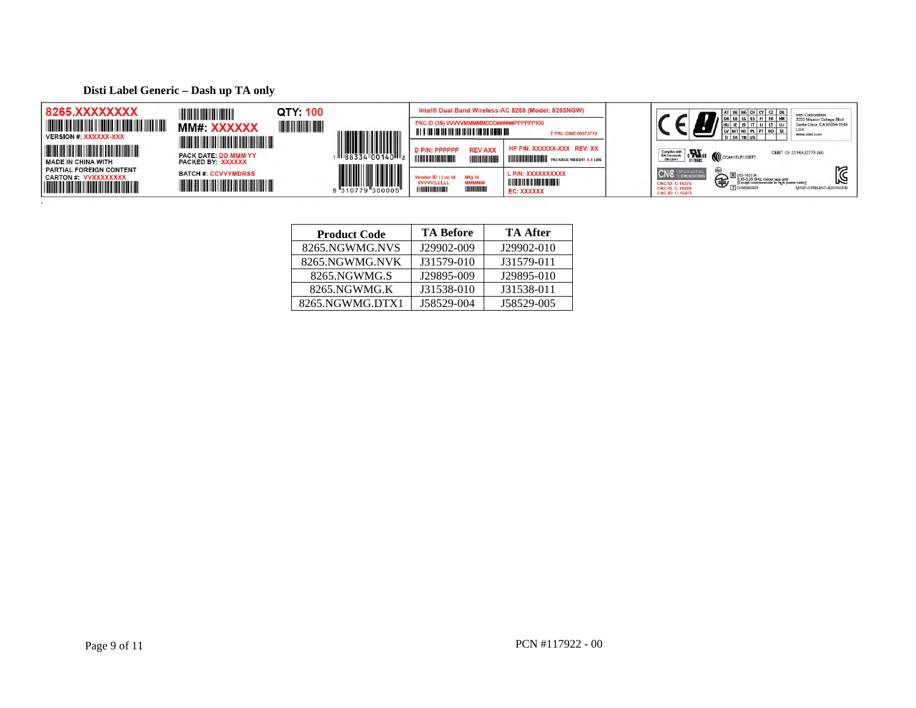**Disti Label Generic – Dash up TA only**

8265.XXXXXXXX

VERSION #: XXXXXXX-XXX

MADE IN CHINA WITH PARTIAL FOREIGN CONTENT

CARTON #: VVXXXXXXXXX

QTY: 100

MM#: XXXXXX

PACK DATE: DD MMM YY

PACKED BY: XXXXXX

BATCH #: CCVVYMDRSS

1 88334 00140 2

9 310779 300005

Intel® Dual Band Wireless-AC 8265 (Model: 8265NGW)

PKG ID (3S) VVVVMMMMMDDD#####PPPPPP100

T P/N: G86C0007J710

D P/N: PPPPPP REV AXX

HP P/N: XXXXXX-XXX REV: XX

PACKAGE WEIGHT: X.X LBS

Vendor ID | Loc Id VVVVV|LLLLL

Mfg Id MMMMM

L P/N: XXXXXXXXXX

EC: XXXXXX

Intel Corporation
2200 Mission College Blvd
Santa Clara, CA 95054-1549
USA
www.intel.com

AT BE BG CH CY CZ DE DK EE EL ES FI FR HR HU IE IS IT LI LT LU LV MT NL PL PT RO SE SI SK TR UK

Complies with IDA Standards DB02941

E178882

CCAH16LP1200T7

CMIIT ID: 2016AJ2775 (M)

CNC ID: C-15375
CNC ID: C-16300
CNC ID: C-16473

R 003-160104
5.15-5.35 GHz: Indoor use only
(Except communicate to high power radio)
T D160066003

MSIP-CRM-INT-8265NGW

| Product Code | TA Before | TA After |
|---|---|---|
| 8265.NGWMG.NVS | J29902-009 | J29902-010 |
| 8265.NGWMG.NVK | J31579-010 | J31579-011 |
| 8265.NGWMG.S | J29895-009 | J29895-010 |
| 8265.NGWMG.K | J31538-010 | J31538-011 |
| 8265.NGWMG.DTX1 | J58529-004 | J58529-005 |

PCN #117922 - 00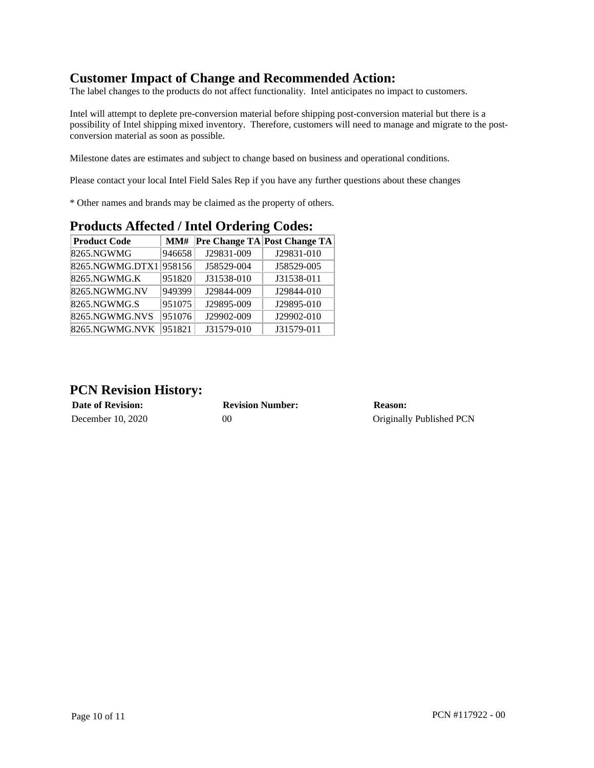## Customer Impact of Change and Recommended Action:

The label changes to the products do not affect functionality. Intel anticipates no impact to customers.

Intel will attempt to deplete pre-conversion material before shipping post-conversion material but there is a possibility of Intel shipping mixed inventory. Therefore, customers will need to manage and migrate to the post-conversion material as soon as possible.

Milestone dates are estimates and subject to change based on business and operational conditions.

Please contact your local Intel Field Sales Rep if you have any further questions about these changes

* Other names and brands may be claimed as the property of others.

## Products Affected / Intel Ordering Codes:

| Product Code | MM# | Pre Change TA | Post Change TA |
|---|---|---|---|
| 8265.NGWMG | 946658 | J29831-009 | J29831-010 |
| 8265.NGWMG.DTX1 | 958156 | J58529-004 | J58529-005 |
| 8265.NGWMG.K | 951820 | J31538-010 | J31538-011 |
| 8265.NGWMG.NV | 949399 | J29844-009 | J29844-010 |
| 8265.NGWMG.S | 951075 | J29895-009 | J29895-010 |
| 8265.NGWMG.NVS | 951076 | J29902-009 | J29902-010 |
| 8265.NGWMG.NVK | 951821 | J31579-010 | J31579-011 |

## PCN Revision History:

| Date of Revision: | Revision Number: | Reason: |
|---|---|---|
| December 10, 2020 | 00 | Originally Published PCN |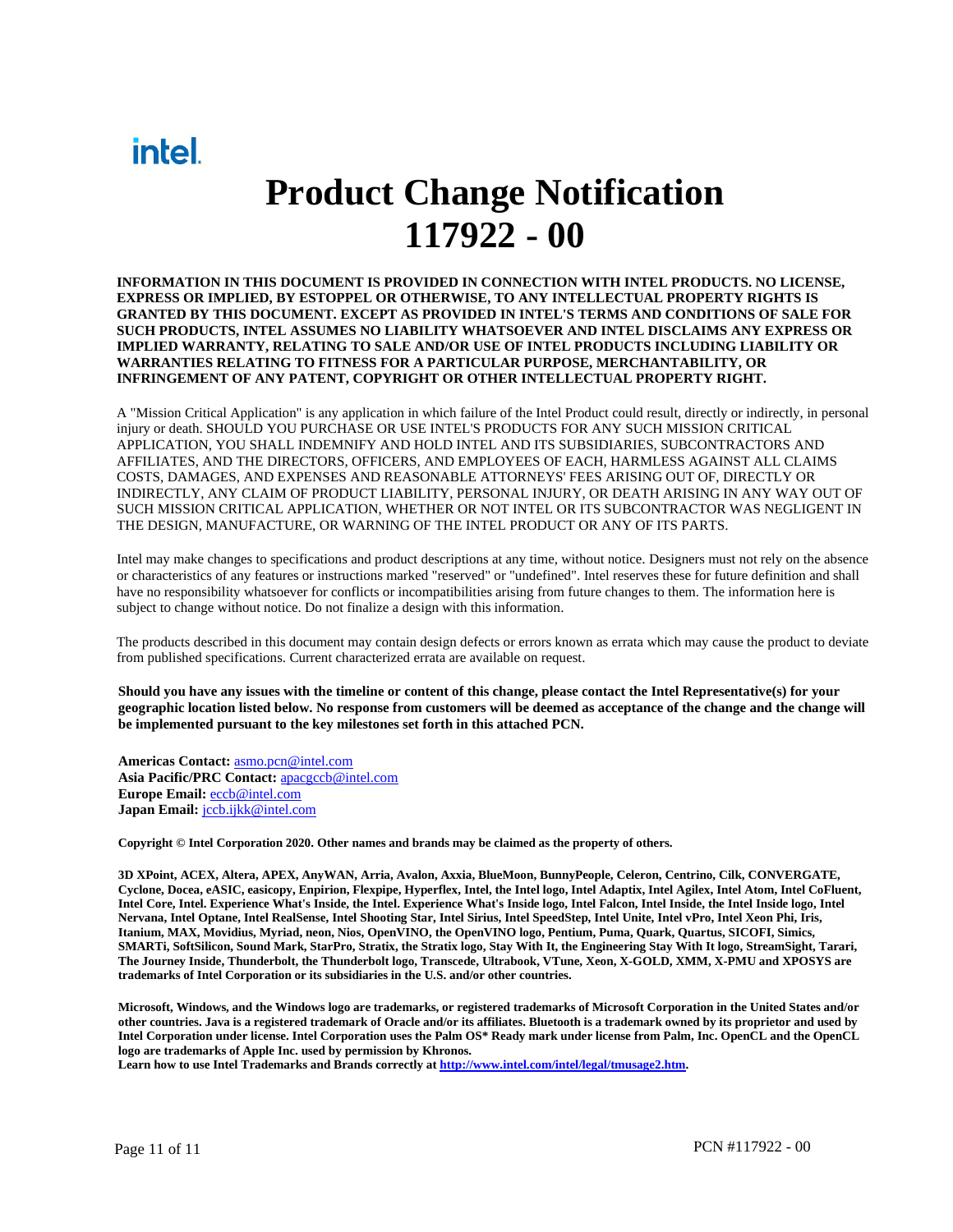intel.

# Product Change Notification 117922 - 00

**INFORMATION IN THIS DOCUMENT IS PROVIDED IN CONNECTION WITH INTEL PRODUCTS. NO LICENSE, EXPRESS OR IMPLIED, BY ESTOPPEL OR OTHERWISE, TO ANY INTELLECTUAL PROPERTY RIGHTS IS GRANTED BY THIS DOCUMENT. EXCEPT AS PROVIDED IN INTEL'S TERMS AND CONDITIONS OF SALE FOR SUCH PRODUCTS, INTEL ASSUMES NO LIABILITY WHATSOEVER AND INTEL DISCLAIMS ANY EXPRESS OR IMPLIED WARRANTY, RELATING TO SALE AND/OR USE OF INTEL PRODUCTS INCLUDING LIABILITY OR WARRANTIES RELATING TO FITNESS FOR A PARTICULAR PURPOSE, MERCHANTABILITY, OR INFRINGEMENT OF ANY PATENT, COPYRIGHT OR OTHER INTELLECTUAL PROPERTY RIGHT.**

A "Mission Critical Application" is any application in which failure of the Intel Product could result, directly or indirectly, in personal injury or death. SHOULD YOU PURCHASE OR USE INTEL'S PRODUCTS FOR ANY SUCH MISSION CRITICAL APPLICATION, YOU SHALL INDEMNIFY AND HOLD INTEL AND ITS SUBSIDIARIES, SUBCONTRACTORS AND AFFILIATES, AND THE DIRECTORS, OFFICERS, AND EMPLOYEES OF EACH, HARMLESS AGAINST ALL CLAIMS COSTS, DAMAGES, AND EXPENSES AND REASONABLE ATTORNEYS' FEES ARISING OUT OF, DIRECTLY OR INDIRECTLY, ANY CLAIM OF PRODUCT LIABILITY, PERSONAL INJURY, OR DEATH ARISING IN ANY WAY OUT OF SUCH MISSION CRITICAL APPLICATION, WHETHER OR NOT INTEL OR ITS SUBCONTRACTOR WAS NEGLIGENT IN THE DESIGN, MANUFACTURE, OR WARNING OF THE INTEL PRODUCT OR ANY OF ITS PARTS.

Intel may make changes to specifications and product descriptions at any time, without notice. Designers must not rely on the absence or characteristics of any features or instructions marked "reserved" or "undefined". Intel reserves these for future definition and shall have no responsibility whatsoever for conflicts or incompatibilities arising from future changes to them. The information here is subject to change without notice. Do not finalize a design with this information.

The products described in this document may contain design defects or errors known as errata which may cause the product to deviate from published specifications. Current characterized errata are available on request.

**Should you have any issues with the timeline or content of this change, please contact the Intel Representative(s) for your geographic location listed below. No response from customers will be deemed as acceptance of the change and the change will be implemented pursuant to the key milestones set forth in this attached PCN.**

**Americas Contact:** asmo.pcn@intel.com
**Asia Pacific/PRC Contact:** apacgccb@intel.com
**Europe Email:** eccb@intel.com
**Japan Email:** jccb.ijkk@intel.com

**Copyright © Intel Corporation 2020. Other names and brands may be claimed as the property of others.**

**3D XPoint, ACEX, Altera, APEX, AnyWAN, Arria, Avalon, Axxia, BlueMoon, BunnyPeople, Celeron, Centrino, Cilk, CONVERGATE, Cyclone, Docea, eASIC, easicopy, Enpirion, Flexpipe, Hyperflex, Intel, the Intel logo, Intel Adaptix, Intel Agilex, Intel Atom, Intel CoFluent, Intel Core, Intel. Experience What's Inside, the Intel. Experience What's Inside logo, Intel Falcon, Intel Inside, the Intel Inside logo, Intel Nervana, Intel Optane, Intel RealSense, Intel Shooting Star, Intel Sirius, Intel SpeedStep, Intel Unite, Intel vPro, Intel Xeon Phi, Iris, Itanium, MAX, Movidius, Myriad, neon, Nios, OpenVINO, the OpenVINO logo, Pentium, Puma, Quark, Quartus, SICOFI, Simics, SMARTi, SoftSilicon, Sound Mark, StarPro, Stratix, the Stratix logo, Stay With It, the Engineering Stay With It logo, StreamSight, Tarari, The Journey Inside, Thunderbolt, the Thunderbolt logo, Transcede, Ultrabook, VTune, Xeon, X-GOLD, XMM, X-PMU and XPOSYS are trademarks of Intel Corporation or its subsidiaries in the U.S. and/or other countries.**

**Microsoft, Windows, and the Windows logo are trademarks, or registered trademarks of Microsoft Corporation in the United States and/or other countries. Java is a registered trademark of Oracle and/or its affiliates. Bluetooth is a trademark owned by its proprietor and used by Intel Corporation under license. Intel Corporation uses the Palm OS* Ready mark under license from Palm, Inc. OpenCL and the OpenCL logo are trademarks of Apple Inc. used by permission by Khronos.**
**Learn how to use Intel Trademarks and Brands correctly at http://www.intel.com/intel/legal/tmusage2.htm.**